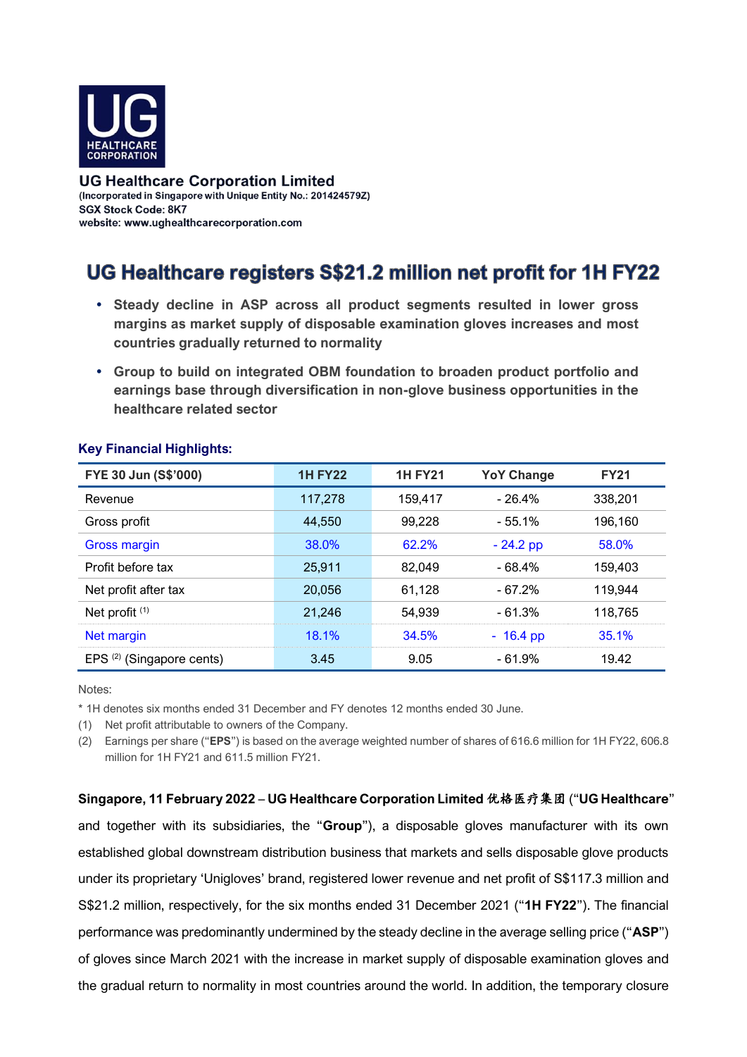UG Healthcare Corporation Limited
(Incorporated in Singapore with Unique Entity No.: 201424579Z)
SGX Stock Code: 8K7
website: www.ughealthcarecorporation.com

# UG Healthcare registers S$21.2 million net profit for 1H FY22

- **Steady decline in ASP across all product segments resulted in lower gross margins as market supply of disposable examination gloves increases and most countries gradually returned to normality**
- **Group to build on integrated OBM foundation to broaden product portfolio and earnings base through diversification in non-glove business opportunities in the healthcare related sector**

**Key Financial Highlights:**

| FYE 30 Jun (S$'000) | 1H FY22 | 1H FY21 | YoY Change | FY21 |
|---|---|---|---|---|
| Revenue | 117,278 | 159,417 | - 26.4% | 338,201 |
| Gross profit | 44,550 | 99,228 | - 55.1% | 196,160 |
| Gross margin | 38.0% | 62.2% | - 24.2 pp | 58.0% |
| Profit before tax | 25,911 | 82,049 | - 68.4% | 159,403 |
| Net profit after tax | 20,056 | 61,128 | - 67.2% | 119,944 |
| Net profit (1) | 21,246 | 54,939 | - 61.3% | 118,765 |
| Net margin | 18.1% | 34.5% | - 16.4 pp | 35.1% |
| EPS (2) (Singapore cents) | 3.45 | 9.05 | - 61.9% | 19.42 |

Notes:

\* 1H denotes six months ended 31 December and FY denotes 12 months ended 30 June.

(1) Net profit attributable to owners of the Company.

(2) Earnings per share ("**EPS**") is based on the average weighted number of shares of 616.6 million for 1H FY22, 606.8 million for 1H FY21 and 611.5 million FY21.

**Singapore, 11 February 2022** – **UG Healthcare Corporation Limited 优格医疗集团** ("**UG Healthcare**" and together with its subsidiaries, the "**Group**"), a disposable gloves manufacturer with its own established global downstream distribution business that markets and sells disposable glove products under its proprietary 'Unigloves' brand, registered lower revenue and net profit of S$117.3 million and S$21.2 million, respectively, for the six months ended 31 December 2021 ("**1H FY22**"). The financial performance was predominantly undermined by the steady decline in the average selling price ("**ASP**") of gloves since March 2021 with the increase in market supply of disposable examination gloves and the gradual return to normality in most countries around the world. In addition, the temporary closure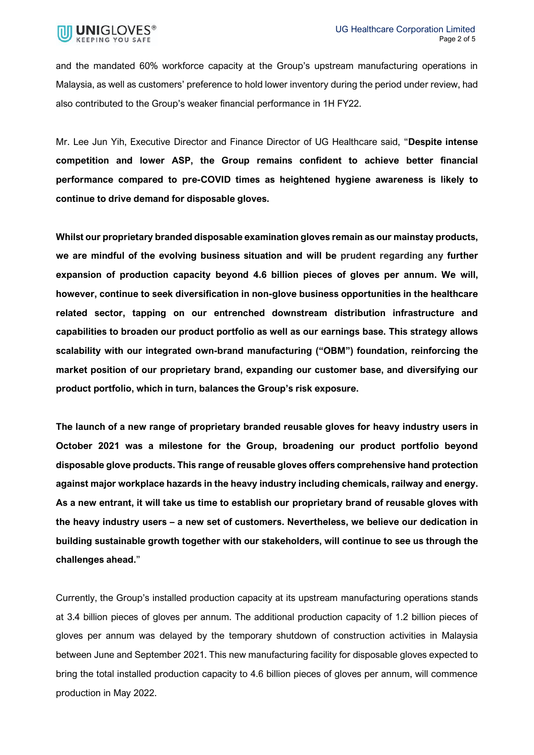and the mandated 60% workforce capacity at the Group's upstream manufacturing operations in Malaysia, as well as customers' preference to hold lower inventory during the period under review, had also contributed to the Group's weaker financial performance in 1H FY22.

Mr. Lee Jun Yih, Executive Director and Finance Director of UG Healthcare said, "**Despite intense competition and lower ASP, the Group remains confident to achieve better financial performance compared to pre-COVID times as heightened hygiene awareness is likely to continue to drive demand for disposable gloves.**

**Whilst our proprietary branded disposable examination gloves remain as our mainstay products, we are mindful of the evolving business situation and will be prudent regarding any further expansion of production capacity beyond 4.6 billion pieces of gloves per annum. We will, however, continue to seek diversification in non-glove business opportunities in the healthcare related sector, tapping on our entrenched downstream distribution infrastructure and capabilities to broaden our product portfolio as well as our earnings base. This strategy allows scalability with our integrated own-brand manufacturing ("OBM") foundation, reinforcing the market position of our proprietary brand, expanding our customer base, and diversifying our product portfolio, which in turn, balances the Group's risk exposure.**

**The launch of a new range of proprietary branded reusable gloves for heavy industry users in October 2021 was a milestone for the Group, broadening our product portfolio beyond disposable glove products. This range of reusable gloves offers comprehensive hand protection against major workplace hazards in the heavy industry including chemicals, railway and energy. As a new entrant, it will take us time to establish our proprietary brand of reusable gloves with the heavy industry users – a new set of customers. Nevertheless, we believe our dedication in building sustainable growth together with our stakeholders, will continue to see us through the challenges ahead.**"

Currently, the Group's installed production capacity at its upstream manufacturing operations stands at 3.4 billion pieces of gloves per annum. The additional production capacity of 1.2 billion pieces of gloves per annum was delayed by the temporary shutdown of construction activities in Malaysia between June and September 2021. This new manufacturing facility for disposable gloves expected to bring the total installed production capacity to 4.6 billion pieces of gloves per annum, will commence production in May 2022.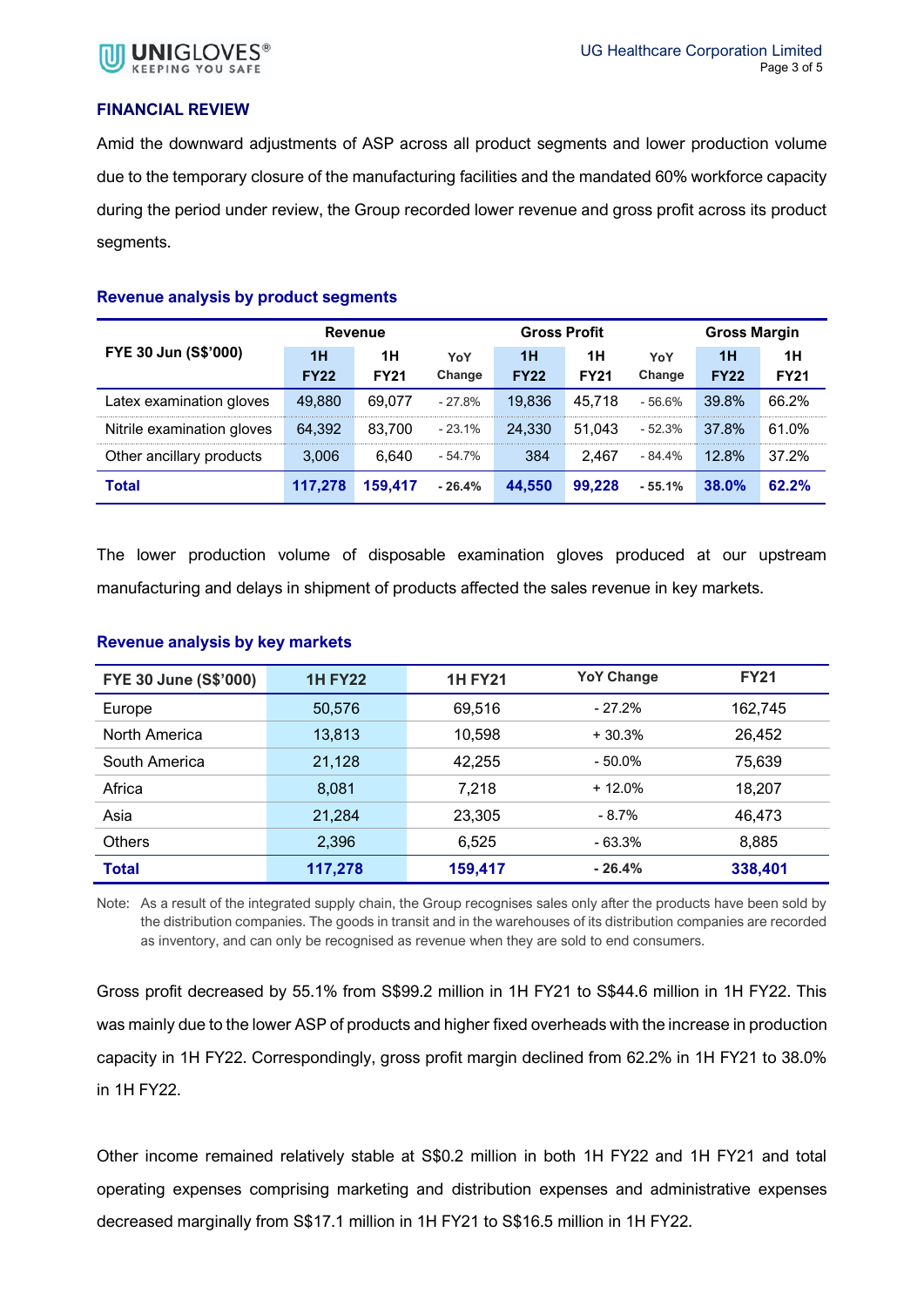## FINANCIAL REVIEW

Amid the downward adjustments of ASP across all product segments and lower production volume due to the temporary closure of the manufacturing facilities and the mandated 60% workforce capacity during the period under review, the Group recorded lower revenue and gross profit across its product segments.

### Revenue analysis by product segments

| FYE 30 Jun (S$'000) | Revenue | | | Gross Profit | | | Gross Margin | |
|---|---|---|---|---|---|---|---|---|
| | 1H FY22 | 1H FY21 | YoY Change | 1H FY22 | 1H FY21 | YoY Change | 1H FY22 | 1H FY21 |
| Latex examination gloves | 49,880 | 69,077 | - 27.8% | 19,836 | 45,718 | - 56.6% | 39.8% | 66.2% |
| Nitrile examination gloves | 64,392 | 83,700 | - 23.1% | 24,330 | 51,043 | - 52.3% | 37.8% | 61.0% |
| Other ancillary products | 3,006 | 6,640 | - 54.7% | 384 | 2,467 | - 84.4% | 12.8% | 37.2% |
| **Total** | **117,278** | **159,417** | **- 26.4%** | **44,550** | **99,228** | **- 55.1%** | **38.0%** | **62.2%** |

The lower production volume of disposable examination gloves produced at our upstream manufacturing and delays in shipment of products affected the sales revenue in key markets.

### Revenue analysis by key markets

| FYE 30 June (S$'000) | 1H FY22 | 1H FY21 | YoY Change | FY21 |
|---|---|---|---|---|
| Europe | 50,576 | 69,516 | - 27.2% | 162,745 |
| North America | 13,813 | 10,598 | + 30.3% | 26,452 |
| South America | 21,128 | 42,255 | - 50.0% | 75,639 |
| Africa | 8,081 | 7,218 | + 12.0% | 18,207 |
| Asia | 21,284 | 23,305 | - 8.7% | 46,473 |
| Others | 2,396 | 6,525 | - 63.3% | 8,885 |
| **Total** | **117,278** | **159,417** | **- 26.4%** | **338,401** |

Note: As a result of the integrated supply chain, the Group recognises sales only after the products have been sold by the distribution companies. The goods in transit and in the warehouses of its distribution companies are recorded as inventory, and can only be recognised as revenue when they are sold to end consumers.

Gross profit decreased by 55.1% from S$99.2 million in 1H FY21 to S$44.6 million in 1H FY22. This was mainly due to the lower ASP of products and higher fixed overheads with the increase in production capacity in 1H FY22. Correspondingly, gross profit margin declined from 62.2% in 1H FY21 to 38.0% in 1H FY22.

Other income remained relatively stable at S$0.2 million in both 1H FY22 and 1H FY21 and total operating expenses comprising marketing and distribution expenses and administrative expenses decreased marginally from S$17.1 million in 1H FY21 to S$16.5 million in 1H FY22.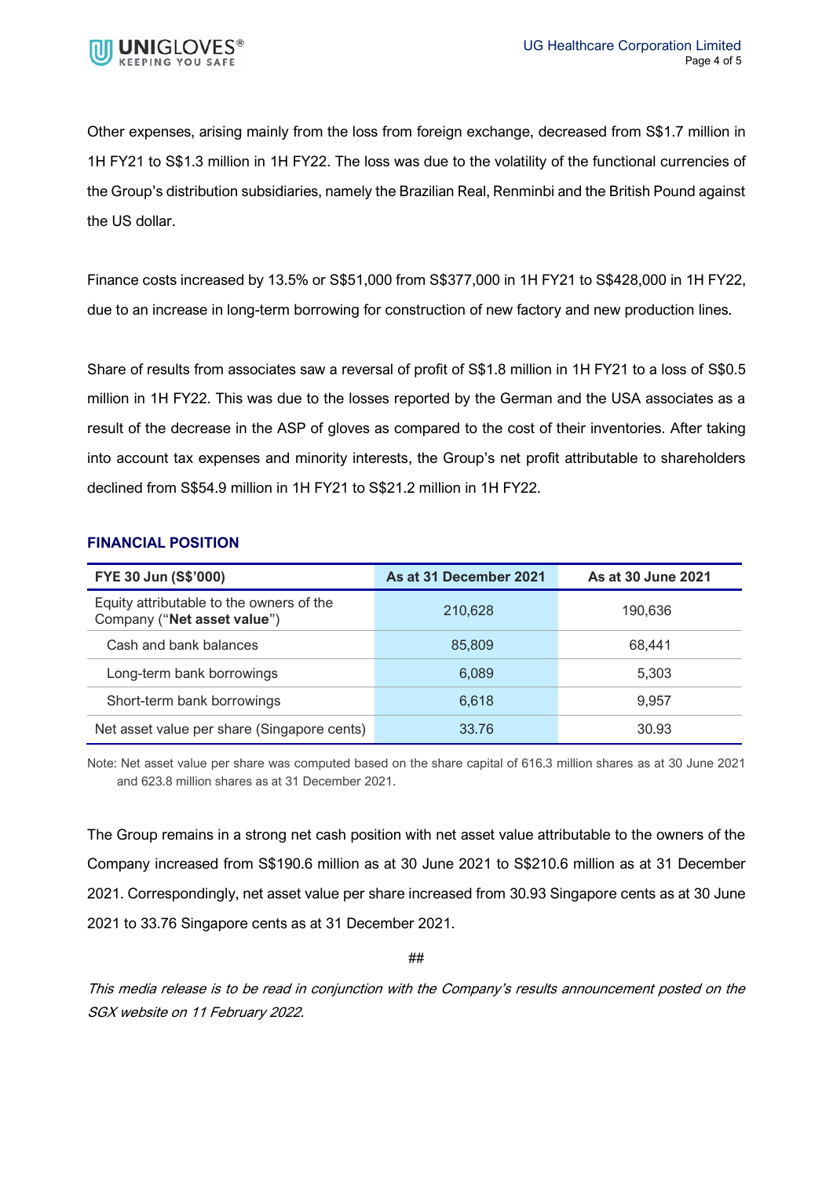Other expenses, arising mainly from the loss from foreign exchange, decreased from S$1.7 million in 1H FY21 to S$1.3 million in 1H FY22. The loss was due to the volatility of the functional currencies of the Group's distribution subsidiaries, namely the Brazilian Real, Renminbi and the British Pound against the US dollar.

Finance costs increased by 13.5% or S$51,000 from S$377,000 in 1H FY21 to S$428,000 in 1H FY22, due to an increase in long-term borrowing for construction of new factory and new production lines.

Share of results from associates saw a reversal of profit of S$1.8 million in 1H FY21 to a loss of S$0.5 million in 1H FY22. This was due to the losses reported by the German and the USA associates as a result of the decrease in the ASP of gloves as compared to the cost of their inventories. After taking into account tax expenses and minority interests, the Group's net profit attributable to shareholders declined from S$54.9 million in 1H FY21 to S$21.2 million in 1H FY22.

## FINANCIAL POSITION

| FYE 30 Jun (S$'000) | As at 31 December 2021 | As at 30 June 2021 |
|---|---|---|
| Equity attributable to the owners of the Company ("**Net asset value**") | 210,628 | 190,636 |
| Cash and bank balances | 85,809 | 68,441 |
| Long-term bank borrowings | 6,089 | 5,303 |
| Short-term bank borrowings | 6,618 | 9,957 |
| Net asset value per share (Singapore cents) | 33.76 | 30.93 |

Note: Net asset value per share was computed based on the share capital of 616.3 million shares as at 30 June 2021 and 623.8 million shares as at 31 December 2021.

The Group remains in a strong net cash position with net asset value attributable to the owners of the Company increased from S$190.6 million as at 30 June 2021 to S$210.6 million as at 31 December 2021. Correspondingly, net asset value per share increased from 30.93 Singapore cents as at 30 June 2021 to 33.76 Singapore cents as at 31 December 2021.

##

*This media release is to be read in conjunction with the Company's results announcement posted on the SGX website on 11 February 2022.*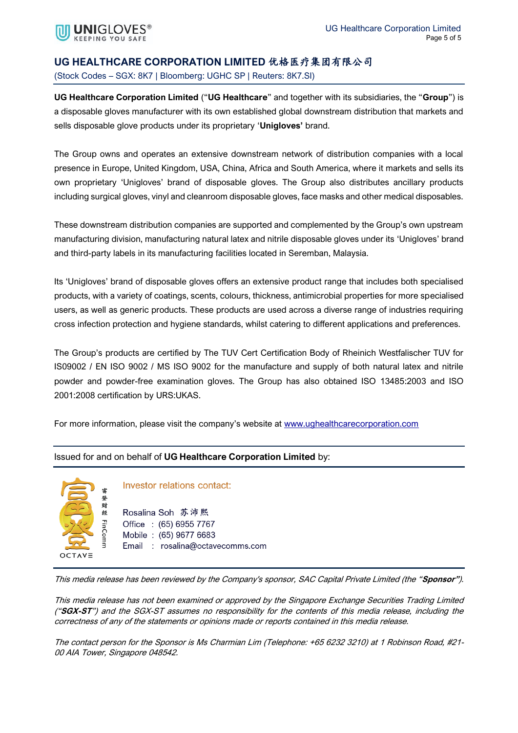## UG HEALTHCARE CORPORATION LIMITED 优格医疗集团有限公司

(Stock Codes – SGX: 8K7 | Bloomberg: UGHC SP | Reuters: 8K7.SI)

**UG Healthcare Corporation Limited** ("**UG Healthcare**" and together with its subsidiaries, the "**Group**") is a disposable gloves manufacturer with its own established global downstream distribution that markets and sells disposable glove products under its proprietary '**Unigloves'** brand.

The Group owns and operates an extensive downstream network of distribution companies with a local presence in Europe, United Kingdom, USA, China, Africa and South America, where it markets and sells its own proprietary 'Unigloves' brand of disposable gloves. The Group also distributes ancillary products including surgical gloves, vinyl and cleanroom disposable gloves, face masks and other medical disposables.

These downstream distribution companies are supported and complemented by the Group's own upstream manufacturing division, manufacturing natural latex and nitrile disposable gloves under its 'Unigloves' brand and third-party labels in its manufacturing facilities located in Seremban, Malaysia.

Its 'Unigloves' brand of disposable gloves offers an extensive product range that includes both specialised products, with a variety of coatings, scents, colours, thickness, antimicrobial properties for more specialised users, as well as generic products. These products are used across a diverse range of industries requiring cross infection protection and hygiene standards, whilst catering to different applications and preferences.

The Group's products are certified by The TUV Cert Certification Body of Rheinich Westfalischer TUV for IS09002 / EN ISO 9002 / MS ISO 9002 for the manufacture and supply of both natural latex and nitrile powder and powder-free examination gloves. The Group has also obtained ISO 13485:2003 and ISO 2001:2008 certification by URS:UKAS.

For more information, please visit the company's website at www.ughealthcarecorporation.com

Issued for and on behalf of **UG Healthcare Corporation Limited** by:

富登财经 FinComm

OCTAVE

Investor relations contact:

Rosalina Soh 苏沛熙
Office : (65) 6955 7767
Mobile : (65) 9677 6683
Email : rosalina@octavecomms.com

*This media release has been reviewed by the Company's sponsor, SAC Capital Private Limited (the "**Sponsor**").*

*This media release has not been examined or approved by the Singapore Exchange Securities Trading Limited ("**SGX-ST**") and the SGX-ST assumes no responsibility for the contents of this media release, including the correctness of any of the statements or opinions made or reports contained in this media release.*

*The contact person for the Sponsor is Ms Charmian Lim (Telephone: +65 6232 3210) at 1 Robinson Road, #21-00 AIA Tower, Singapore 048542.*